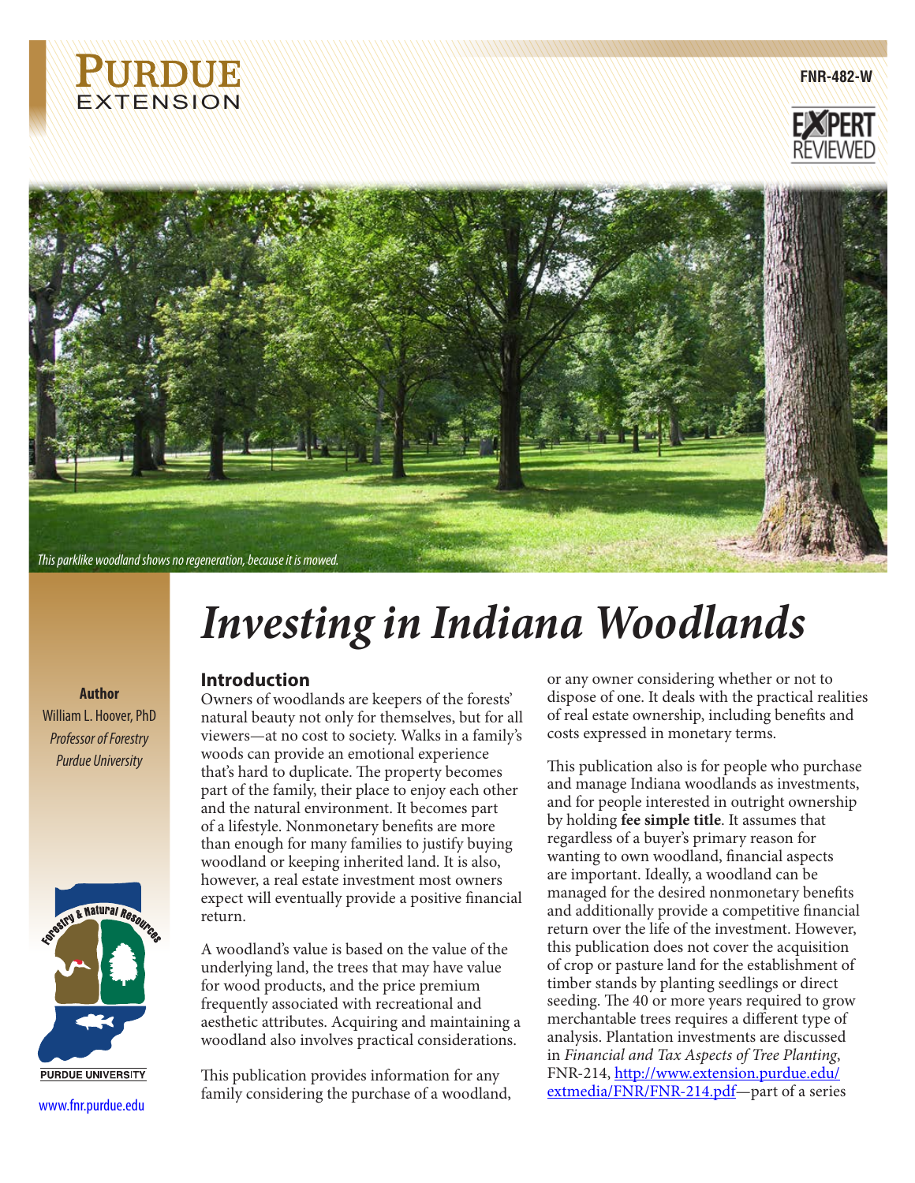FNR-482-W

*This parklike woodland shows no regeneration, because it is mowed.*

# *Investing in Indiana Woodlands*

**Author**
William L. Hoover, PhD
*Professor of Forestry*
*Purdue University*

## Introduction

Owners of woodlands are keepers of the forests' natural beauty not only for themselves, but for all viewers—at no cost to society. Walks in a family's woods can provide an emotional experience that's hard to duplicate. The property becomes part of the family, their place to enjoy each other and the natural environment. It becomes part of a lifestyle. Nonmonetary benefits are more than enough for many families to justify buying woodland or keeping inherited land. It is also, however, a real estate investment most owners expect will eventually provide a positive financial return.

A woodland's value is based on the value of the underlying land, the trees that may have value for wood products, and the price premium frequently associated with recreational and aesthetic attributes. Acquiring and maintaining a woodland also involves practical considerations.

This publication provides information for any family considering the purchase of a woodland, or any owner considering whether or not to dispose of one. It deals with the practical realities of real estate ownership, including benefits and costs expressed in monetary terms.

This publication also is for people who purchase and manage Indiana woodlands as investments, and for people interested in outright ownership by holding **fee simple title**. It assumes that regardless of a buyer's primary reason for wanting to own woodland, financial aspects are important. Ideally, a woodland can be managed for the desired nonmonetary benefits and additionally provide a competitive financial return over the life of the investment. However, this publication does not cover the acquisition of crop or pasture land for the establishment of timber stands by planting seedlings or direct seeding. The 40 or more years required to grow merchantable trees requires a different type of analysis. Plantation investments are discussed in *Financial and Tax Aspects of Tree Planting*, FNR-214, http://www.extension.purdue.edu/extmedia/FNR/FNR-214.pdf—part of a series

www.fnr.purdue.edu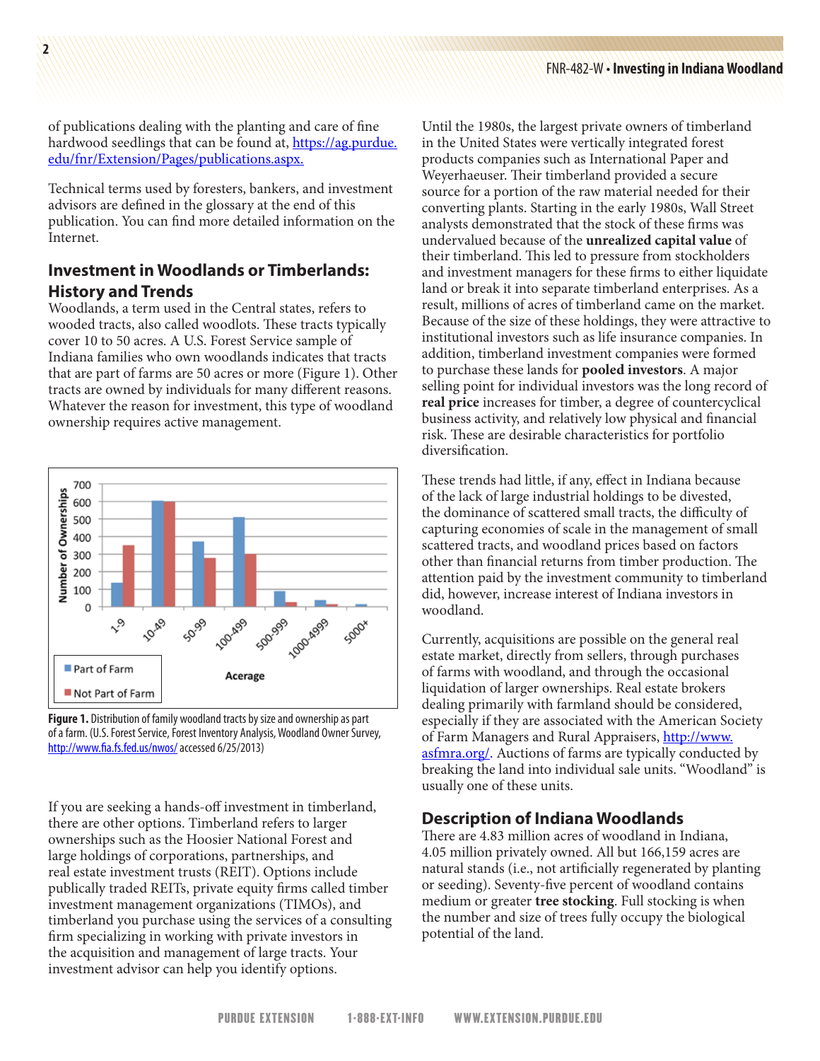of publications dealing with the planting and care of fine hardwood seedlings that can be found at, https://ag.purdue.edu/fnr/Extension/Pages/publications.aspx.

Technical terms used by foresters, bankers, and investment advisors are defined in the glossary at the end of this publication. You can find more detailed information on the Internet.

## Investment in Woodlands or Timberlands: History and Trends

Woodlands, a term used in the Central states, refers to wooded tracts, also called woodlots. These tracts typically cover 10 to 50 acres. A U.S. Forest Service sample of Indiana families who own woodlands indicates that tracts that are part of farms are 50 acres or more (Figure 1). Other tracts are owned by individuals for many different reasons. Whatever the reason for investment, this type of woodland ownership requires active management.

**Figure 1.** Distribution of family woodland tracts by size and ownership as part of a farm. (U.S. Forest Service, Forest Inventory Analysis, Woodland Owner Survey, http://www.fia.fs.fed.us/nwos/ accessed 6/25/2013)

If you are seeking a hands-off investment in timberland, there are other options. Timberland refers to larger ownerships such as the Hoosier National Forest and large holdings of corporations, partnerships, and real estate investment trusts (REIT). Options include publically traded REITs, private equity firms called timber investment management organizations (TIMOs), and timberland you purchase using the services of a consulting firm specializing in working with private investors in the acquisition and management of large tracts. Your investment advisor can help you identify options.

Until the 1980s, the largest private owners of timberland in the United States were vertically integrated forest products companies such as International Paper and Weyerhaeuser. Their timberland provided a secure source for a portion of the raw material needed for their converting plants. Starting in the early 1980s, Wall Street analysts demonstrated that the stock of these firms was undervalued because of the **unrealized capital value** of their timberland. This led to pressure from stockholders and investment managers for these firms to either liquidate land or break it into separate timberland enterprises. As a result, millions of acres of timberland came on the market. Because of the size of these holdings, they were attractive to institutional investors such as life insurance companies. In addition, timberland investment companies were formed to purchase these lands for **pooled investors**. A major selling point for individual investors was the long record of **real price** increases for timber, a degree of countercyclical business activity, and relatively low physical and financial risk. These are desirable characteristics for portfolio diversification.

These trends had little, if any, effect in Indiana because of the lack of large industrial holdings to be divested, the dominance of scattered small tracts, the difficulty of capturing economies of scale in the management of small scattered tracts, and woodland prices based on factors other than financial returns from timber production. The attention paid by the investment community to timberland did, however, increase interest of Indiana investors in woodland.

Currently, acquisitions are possible on the general real estate market, directly from sellers, through purchases of farms with woodland, and through the occasional liquidation of larger ownerships. Real estate brokers dealing primarily with farmland should be considered, especially if they are associated with the American Society of Farm Managers and Rural Appraisers, http://www.asfmra.org/. Auctions of farms are typically conducted by breaking the land into individual sale units. "Woodland" is usually one of these units.

## Description of Indiana Woodlands

There are 4.83 million acres of woodland in Indiana, 4.05 million privately owned. All but 166,159 acres are natural stands (i.e., not artificially regenerated by planting or seeding). Seventy-five percent of woodland contains medium or greater **tree stocking**. Full stocking is when the number and size of trees fully occupy the biological potential of the land.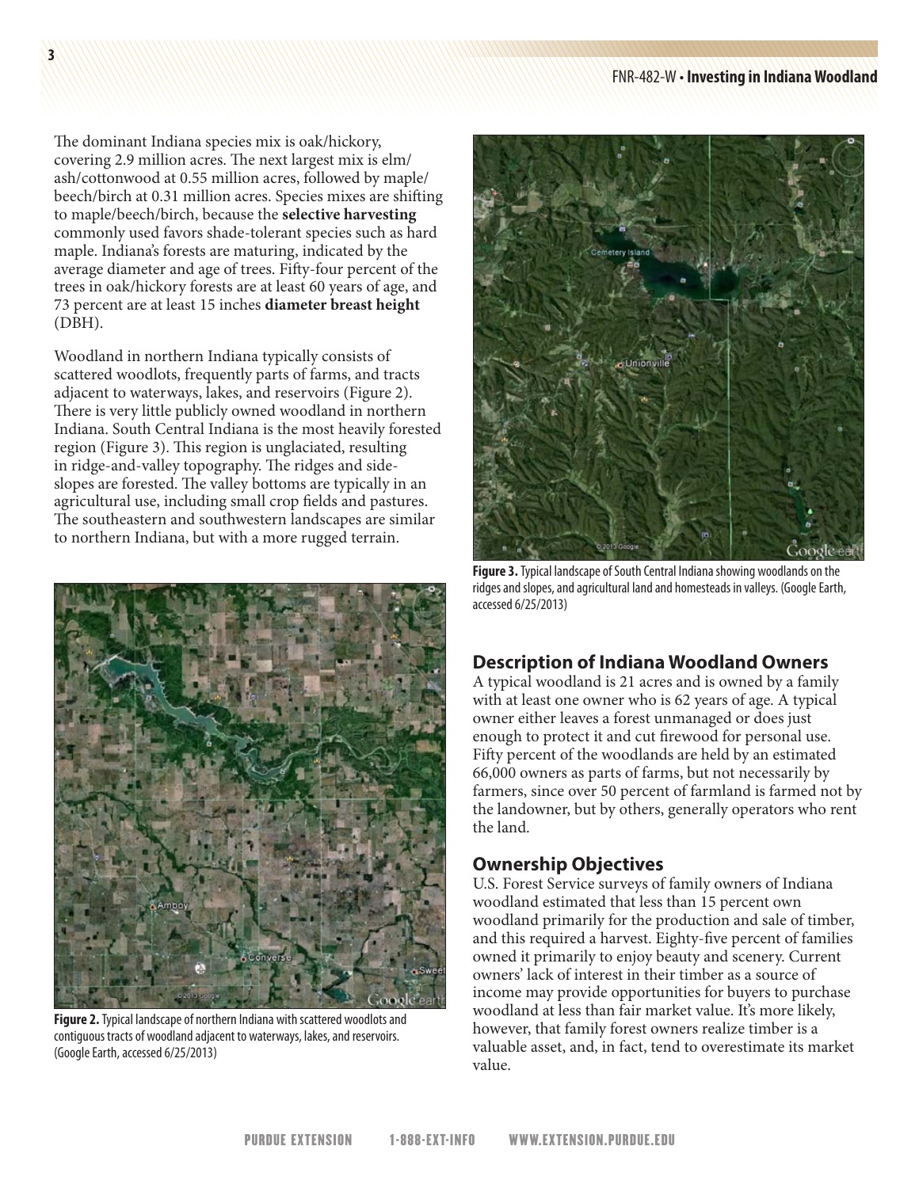The dominant Indiana species mix is oak/hickory, covering 2.9 million acres. The next largest mix is elm/ash/cottonwood at 0.55 million acres, followed by maple/beech/birch at 0.31 million acres. Species mixes are shifting to maple/beech/birch, because the **selective harvesting** commonly used favors shade-tolerant species such as hard maple. Indiana's forests are maturing, indicated by the average diameter and age of trees. Fifty-four percent of the trees in oak/hickory forests are at least 60 years of age, and 73 percent are at least 15 inches **diameter breast height** (DBH).

Woodland in northern Indiana typically consists of scattered woodlots, frequently parts of farms, and tracts adjacent to waterways, lakes, and reservoirs (Figure 2). There is very little publicly owned woodland in northern Indiana. South Central Indiana is the most heavily forested region (Figure 3). This region is unglaciated, resulting in ridge-and-valley topography. The ridges and side-slopes are forested. The valley bottoms are typically in an agricultural use, including small crop fields and pastures. The southeastern and southwestern landscapes are similar to northern Indiana, but with a more rugged terrain.

**Figure 2.** Typical landscape of northern Indiana with scattered woodlots and contiguous tracts of woodland adjacent to waterways, lakes, and reservoirs. (Google Earth, accessed 6/25/2013)

**Figure 3.** Typical landscape of South Central Indiana showing woodlands on the ridges and slopes, and agricultural land and homesteads in valleys. (Google Earth, accessed 6/25/2013)

## Description of Indiana Woodland Owners

A typical woodland is 21 acres and is owned by a family with at least one owner who is 62 years of age. A typical owner either leaves a forest unmanaged or does just enough to protect it and cut firewood for personal use. Fifty percent of the woodlands are held by an estimated 66,000 owners as parts of farms, but not necessarily by farmers, since over 50 percent of farmland is farmed not by the landowner, but by others, generally operators who rent the land.

## Ownership Objectives

U.S. Forest Service surveys of family owners of Indiana woodland estimated that less than 15 percent own woodland primarily for the production and sale of timber, and this required a harvest. Eighty-five percent of families owned it primarily to enjoy beauty and scenery. Current owners' lack of interest in their timber as a source of income may provide opportunities for buyers to purchase woodland at less than fair market value. It's more likely, however, that family forest owners realize timber is a valuable asset, and, in fact, tend to overestimate its market value.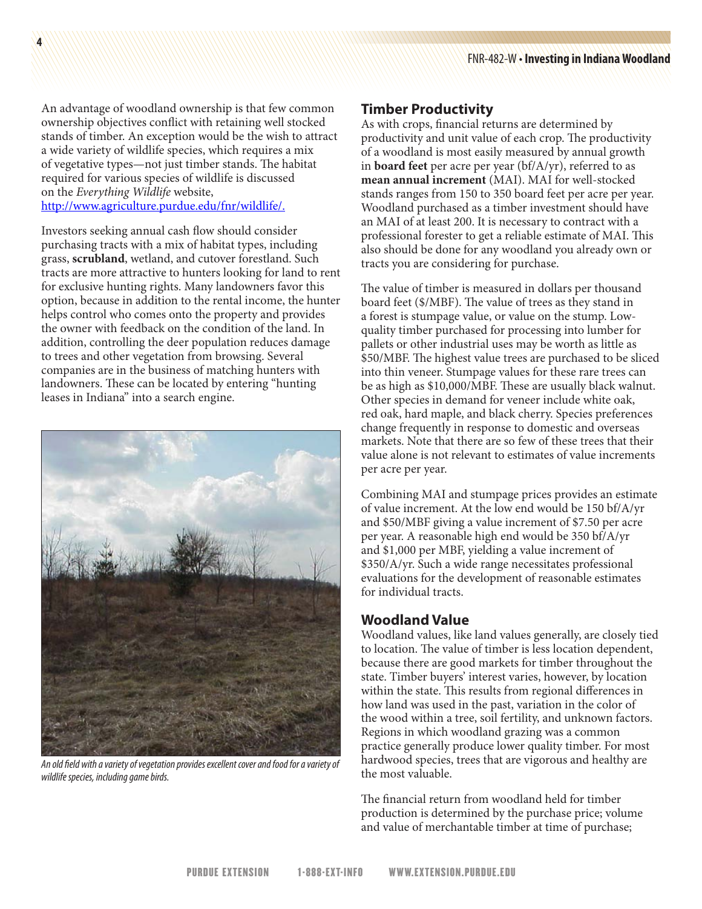An advantage of woodland ownership is that few common ownership objectives conflict with retaining well stocked stands of timber. An exception would be the wish to attract a wide variety of wildlife species, which requires a mix of vegetative types—not just timber stands. The habitat required for various species of wildlife is discussed on the *Everything Wildlife* website, [http://www.agriculture.purdue.edu/fnr/wildlife/.](http://www.agriculture.purdue.edu/fnr/wildlife/)

Investors seeking annual cash flow should consider purchasing tracts with a mix of habitat types, including grass, **scrubland**, wetland, and cutover forestland. Such tracts are more attractive to hunters looking for land to rent for exclusive hunting rights. Many landowners favor this option, because in addition to the rental income, the hunter helps control who comes onto the property and provides the owner with feedback on the condition of the land. In addition, controlling the deer population reduces damage to trees and other vegetation from browsing. Several companies are in the business of matching hunters with landowners. These can be located by entering "hunting leases in Indiana" into a search engine.

*An old field with a variety of vegetation provides excellent cover and food for a variety of wildlife species, including game birds.*

## Timber Productivity

As with crops, financial returns are determined by productivity and unit value of each crop. The productivity of a woodland is most easily measured by annual growth in **board feet** per acre per year (bf/A/yr), referred to as **mean annual increment** (MAI). MAI for well-stocked stands ranges from 150 to 350 board feet per acre per year. Woodland purchased as a timber investment should have an MAI of at least 200. It is necessary to contract with a professional forester to get a reliable estimate of MAI. This also should be done for any woodland you already own or tracts you are considering for purchase.

The value of timber is measured in dollars per thousand board feet ($/MBF). The value of trees as they stand in a forest is stumpage value, or value on the stump. Low-quality timber purchased for processing into lumber for pallets or other industrial uses may be worth as little as $50/MBF. The highest value trees are purchased to be sliced into thin veneer. Stumpage values for these rare trees can be as high as $10,000/MBF. These are usually black walnut. Other species in demand for veneer include white oak, red oak, hard maple, and black cherry. Species preferences change frequently in response to domestic and overseas markets. Note that there are so few of these trees that their value alone is not relevant to estimates of value increments per acre per year.

Combining MAI and stumpage prices provides an estimate of value increment. At the low end would be 150 bf/A/yr and $50/MBF giving a value increment of $7.50 per acre per year. A reasonable high end would be 350 bf/A/yr and $1,000 per MBF, yielding a value increment of $350/A/yr. Such a wide range necessitates professional evaluations for the development of reasonable estimates for individual tracts.

## Woodland Value

Woodland values, like land values generally, are closely tied to location. The value of timber is less location dependent, because there are good markets for timber throughout the state. Timber buyers' interest varies, however, by location within the state. This results from regional differences in how land was used in the past, variation in the color of the wood within a tree, soil fertility, and unknown factors. Regions in which woodland grazing was a common practice generally produce lower quality timber. For most hardwood species, trees that are vigorous and healthy are the most valuable.

The financial return from woodland held for timber production is determined by the purchase price; volume and value of merchantable timber at time of purchase;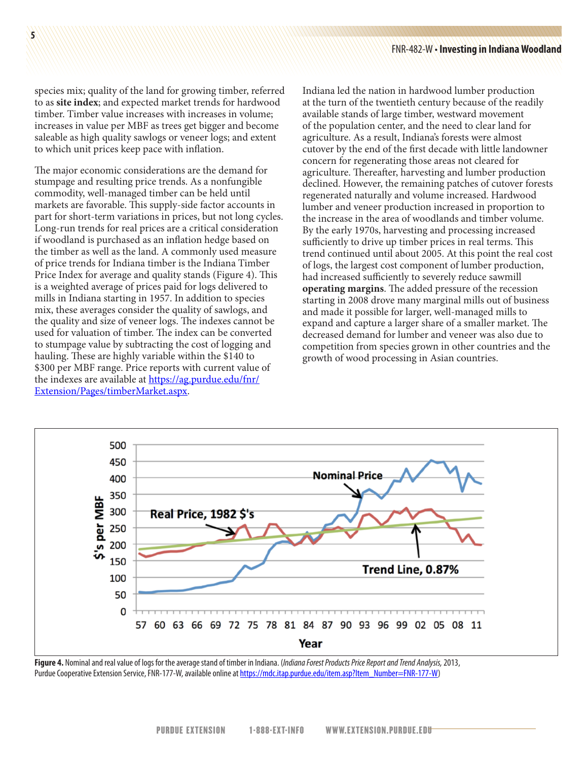species mix; quality of the land for growing timber, referred to as **site index**; and expected market trends for hardwood timber. Timber value increases with increases in volume; increases in value per MBF as trees get bigger and become saleable as high quality sawlogs or veneer logs; and extent to which unit prices keep pace with inflation.

The major economic considerations are the demand for stumpage and resulting price trends. As a nonfungible commodity, well-managed timber can be held until markets are favorable. This supply-side factor accounts in part for short-term variations in prices, but not long cycles. Long-run trends for real prices are a critical consideration if woodland is purchased as an inflation hedge based on the timber as well as the land. A commonly used measure of price trends for Indiana timber is the Indiana Timber Price Index for average and quality stands (Figure 4). This is a weighted average of prices paid for logs delivered to mills in Indiana starting in 1957. In addition to species mix, these averages consider the quality of sawlogs, and the quality and size of veneer logs. The indexes cannot be used for valuation of timber. The index can be converted to stumpage value by subtracting the cost of logging and hauling. These are highly variable within the $140 to $300 per MBF range. Price reports with current value of the indexes are available at https://ag.purdue.edu/fnr/Extension/Pages/timberMarket.aspx.

Indiana led the nation in hardwood lumber production at the turn of the twentieth century because of the readily available stands of large timber, westward movement of the population center, and the need to clear land for agriculture. As a result, Indiana's forests were almost cutover by the end of the first decade with little landowner concern for regenerating those areas not cleared for agriculture. Thereafter, harvesting and lumber production declined. However, the remaining patches of cutover forests regenerated naturally and volume increased. Hardwood lumber and veneer production increased in proportion to the increase in the area of woodlands and timber volume. By the early 1970s, harvesting and processing increased sufficiently to drive up timber prices in real terms. This trend continued until about 2005. At this point the real cost of logs, the largest cost component of lumber production, had increased sufficiently to severely reduce sawmill **operating margins**. The added pressure of the recession starting in 2008 drove many marginal mills out of business and made it possible for larger, well-managed mills to expand and capture a larger share of a smaller market. The decreased demand for lumber and veneer was also due to competition from species grown in other countries and the growth of wood processing in Asian countries.

**Figure 4.** Nominal and real value of logs for the average stand of timber in Indiana. (*Indiana Forest Products Price Report and Trend Analysis,* 2013, Purdue Cooperative Extension Service, FNR-177-W, available online at https://mdc.itap.purdue.edu/item.asp?Item_Number=FNR-177-W)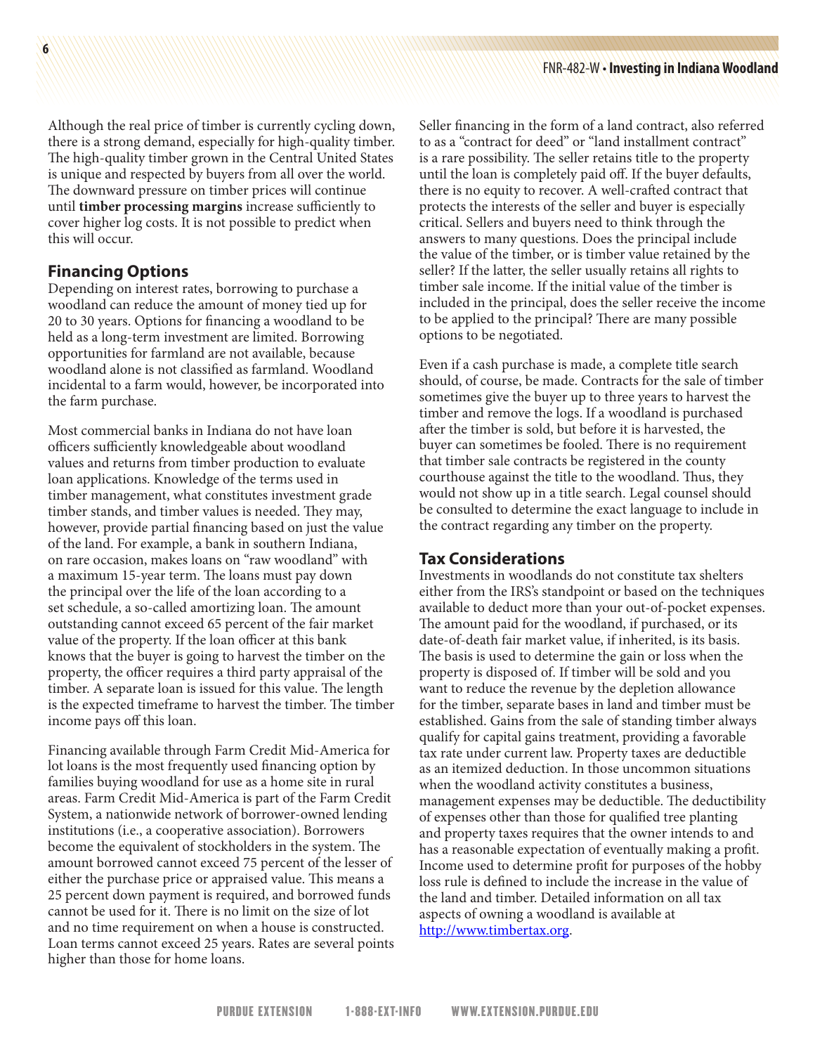Although the real price of timber is currently cycling down, there is a strong demand, especially for high-quality timber. The high-quality timber grown in the Central United States is unique and respected by buyers from all over the world. The downward pressure on timber prices will continue until **timber processing margins** increase sufficiently to cover higher log costs. It is not possible to predict when this will occur.

## Financing Options

Depending on interest rates, borrowing to purchase a woodland can reduce the amount of money tied up for 20 to 30 years. Options for financing a woodland to be held as a long-term investment are limited. Borrowing opportunities for farmland are not available, because woodland alone is not classified as farmland. Woodland incidental to a farm would, however, be incorporated into the farm purchase.

Most commercial banks in Indiana do not have loan officers sufficiently knowledgeable about woodland values and returns from timber production to evaluate loan applications. Knowledge of the terms used in timber management, what constitutes investment grade timber stands, and timber values is needed. They may, however, provide partial financing based on just the value of the land. For example, a bank in southern Indiana, on rare occasion, makes loans on "raw woodland" with a maximum 15-year term. The loans must pay down the principal over the life of the loan according to a set schedule, a so-called amortizing loan. The amount outstanding cannot exceed 65 percent of the fair market value of the property. If the loan officer at this bank knows that the buyer is going to harvest the timber on the property, the officer requires a third party appraisal of the timber. A separate loan is issued for this value. The length is the expected timeframe to harvest the timber. The timber income pays off this loan.

Financing available through Farm Credit Mid-America for lot loans is the most frequently used financing option by families buying woodland for use as a home site in rural areas. Farm Credit Mid-America is part of the Farm Credit System, a nationwide network of borrower-owned lending institutions (i.e., a cooperative association). Borrowers become the equivalent of stockholders in the system. The amount borrowed cannot exceed 75 percent of the lesser of either the purchase price or appraised value. This means a 25 percent down payment is required, and borrowed funds cannot be used for it. There is no limit on the size of lot and no time requirement on when a house is constructed. Loan terms cannot exceed 25 years. Rates are several points higher than those for home loans.

Seller financing in the form of a land contract, also referred to as a "contract for deed" or "land installment contract" is a rare possibility. The seller retains title to the property until the loan is completely paid off. If the buyer defaults, there is no equity to recover. A well-crafted contract that protects the interests of the seller and buyer is especially critical. Sellers and buyers need to think through the answers to many questions. Does the principal include the value of the timber, or is timber value retained by the seller? If the latter, the seller usually retains all rights to timber sale income. If the initial value of the timber is included in the principal, does the seller receive the income to be applied to the principal? There are many possible options to be negotiated.

Even if a cash purchase is made, a complete title search should, of course, be made. Contracts for the sale of timber sometimes give the buyer up to three years to harvest the timber and remove the logs. If a woodland is purchased after the timber is sold, but before it is harvested, the buyer can sometimes be fooled. There is no requirement that timber sale contracts be registered in the county courthouse against the title to the woodland. Thus, they would not show up in a title search. Legal counsel should be consulted to determine the exact language to include in the contract regarding any timber on the property.

## Tax Considerations

Investments in woodlands do not constitute tax shelters either from the IRS's standpoint or based on the techniques available to deduct more than your out-of-pocket expenses. The amount paid for the woodland, if purchased, or its date-of-death fair market value, if inherited, is its basis. The basis is used to determine the gain or loss when the property is disposed of. If timber will be sold and you want to reduce the revenue by the depletion allowance for the timber, separate bases in land and timber must be established. Gains from the sale of standing timber always qualify for capital gains treatment, providing a favorable tax rate under current law. Property taxes are deductible as an itemized deduction. In those uncommon situations when the woodland activity constitutes a business, management expenses may be deductible. The deductibility of expenses other than those for qualified tree planting and property taxes requires that the owner intends to and has a reasonable expectation of eventually making a profit. Income used to determine profit for purposes of the hobby loss rule is defined to include the increase in the value of the land and timber. Detailed information on all tax aspects of owning a woodland is available at http://www.timbertax.org.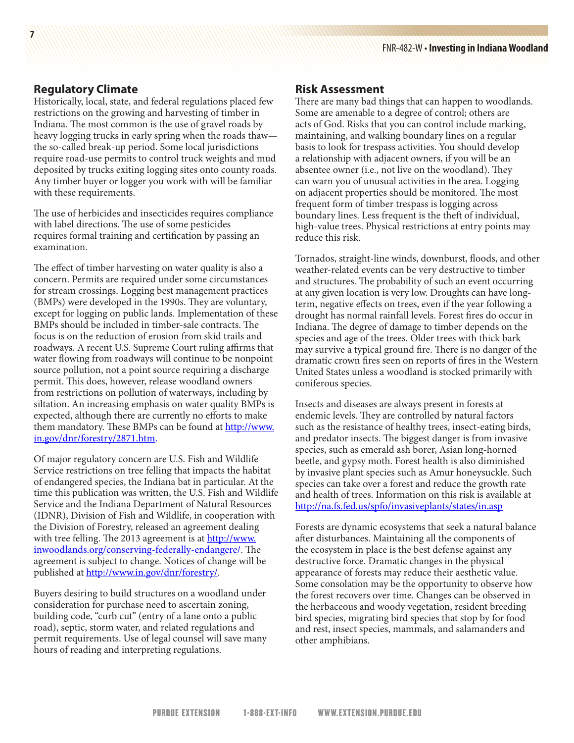## Regulatory Climate

Historically, local, state, and federal regulations placed few restrictions on the growing and harvesting of timber in Indiana. The most common is the use of gravel roads by heavy logging trucks in early spring when the roads thaw—the so-called break-up period. Some local jurisdictions require road-use permits to control truck weights and mud deposited by trucks exiting logging sites onto county roads. Any timber buyer or logger you work with will be familiar with these requirements.

The use of herbicides and insecticides requires compliance with label directions. The use of some pesticides requires formal training and certification by passing an examination.

The effect of timber harvesting on water quality is also a concern. Permits are required under some circumstances for stream crossings. Logging best management practices (BMPs) were developed in the 1990s. They are voluntary, except for logging on public lands. Implementation of these BMPs should be included in timber-sale contracts. The focus is on the reduction of erosion from skid trails and roadways. A recent U.S. Supreme Court ruling affirms that water flowing from roadways will continue to be nonpoint source pollution, not a point source requiring a discharge permit. This does, however, release woodland owners from restrictions on pollution of waterways, including by siltation. An increasing emphasis on water quality BMPs is expected, although there are currently no efforts to make them mandatory. These BMPs can be found at http://www.in.gov/dnr/forestry/2871.htm.

Of major regulatory concern are U.S. Fish and Wildlife Service restrictions on tree felling that impacts the habitat of endangered species, the Indiana bat in particular. At the time this publication was written, the U.S. Fish and Wildlife Service and the Indiana Department of Natural Resources (IDNR), Division of Fish and Wildlife, in cooperation with the Division of Forestry, released an agreement dealing with tree felling. The 2013 agreement is at http://www.inwoodlands.org/conserving-federally-endangere/. The agreement is subject to change. Notices of change will be published at http://www.in.gov/dnr/forestry/.

Buyers desiring to build structures on a woodland under consideration for purchase need to ascertain zoning, building code, "curb cut" (entry of a lane onto a public road), septic, storm water, and related regulations and permit requirements. Use of legal counsel will save many hours of reading and interpreting regulations.

## Risk Assessment

There are many bad things that can happen to woodlands. Some are amenable to a degree of control; others are acts of God. Risks that you can control include marking, maintaining, and walking boundary lines on a regular basis to look for trespass activities. You should develop a relationship with adjacent owners, if you will be an absentee owner (i.e., not live on the woodland). They can warn you of unusual activities in the area. Logging on adjacent properties should be monitored. The most frequent form of timber trespass is logging across boundary lines. Less frequent is the theft of individual, high-value trees. Physical restrictions at entry points may reduce this risk.

Tornados, straight-line winds, downburst, floods, and other weather-related events can be very destructive to timber and structures. The probability of such an event occurring at any given location is very low. Droughts can have long-term, negative effects on trees, even if the year following a drought has normal rainfall levels. Forest fires do occur in Indiana. The degree of damage to timber depends on the species and age of the trees. Older trees with thick bark may survive a typical ground fire. There is no danger of the dramatic crown fires seen on reports of fires in the Western United States unless a woodland is stocked primarily with coniferous species.

Insects and diseases are always present in forests at endemic levels. They are controlled by natural factors such as the resistance of healthy trees, insect-eating birds, and predator insects. The biggest danger is from invasive species, such as emerald ash borer, Asian long-horned beetle, and gypsy moth. Forest health is also diminished by invasive plant species such as Amur honeysuckle. Such species can take over a forest and reduce the growth rate and health of trees. Information on this risk is available at http://na.fs.fed.us/spfo/invasiveplants/states/in.asp

Forests are dynamic ecosystems that seek a natural balance after disturbances. Maintaining all the components of the ecosystem in place is the best defense against any destructive force. Dramatic changes in the physical appearance of forests may reduce their aesthetic value. Some consolation may be the opportunity to observe how the forest recovers over time. Changes can be observed in the herbaceous and woody vegetation, resident breeding bird species, migrating bird species that stop by for food and rest, insect species, mammals, and salamanders and other amphibians.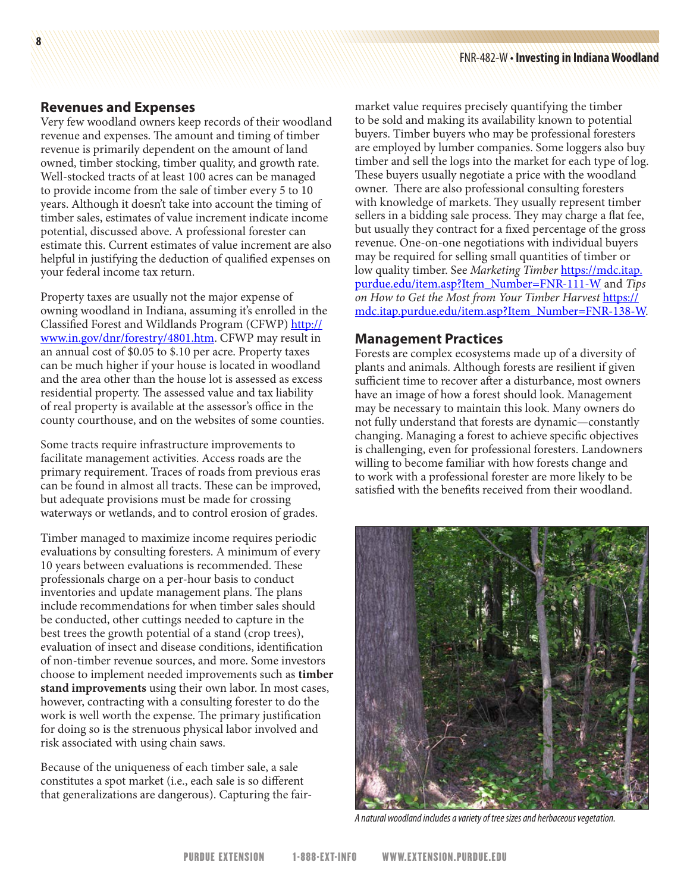## Revenues and Expenses

Very few woodland owners keep records of their woodland revenue and expenses. The amount and timing of timber revenue is primarily dependent on the amount of land owned, timber stocking, timber quality, and growth rate. Well-stocked tracts of at least 100 acres can be managed to provide income from the sale of timber every 5 to 10 years. Although it doesn't take into account the timing of timber sales, estimates of value increment indicate income potential, discussed above. A professional forester can estimate this. Current estimates of value increment are also helpful in justifying the deduction of qualified expenses on your federal income tax return.

Property taxes are usually not the major expense of owning woodland in Indiana, assuming it's enrolled in the Classified Forest and Wildlands Program (CFWP) http://www.in.gov/dnr/forestry/4801.htm. CFWP may result in an annual cost of $0.05 to $.10 per acre. Property taxes can be much higher if your house is located in woodland and the area other than the house lot is assessed as excess residential property. The assessed value and tax liability of real property is available at the assessor's office in the county courthouse, and on the websites of some counties.

Some tracts require infrastructure improvements to facilitate management activities. Access roads are the primary requirement. Traces of roads from previous eras can be found in almost all tracts. These can be improved, but adequate provisions must be made for crossing waterways or wetlands, and to control erosion of grades.

Timber managed to maximize income requires periodic evaluations by consulting foresters. A minimum of every 10 years between evaluations is recommended. These professionals charge on a per-hour basis to conduct inventories and update management plans. The plans include recommendations for when timber sales should be conducted, other cuttings needed to capture in the best trees the growth potential of a stand (crop trees), evaluation of insect and disease conditions, identification of non-timber revenue sources, and more. Some investors choose to implement needed improvements such as **timber stand improvements** using their own labor. In most cases, however, contracting with a consulting forester to do the work is well worth the expense. The primary justification for doing so is the strenuous physical labor involved and risk associated with using chain saws.

Because of the uniqueness of each timber sale, a sale constitutes a spot market (i.e., each sale is so different that generalizations are dangerous). Capturing the fair-market value requires precisely quantifying the timber to be sold and making its availability known to potential buyers. Timber buyers who may be professional foresters are employed by lumber companies. Some loggers also buy timber and sell the logs into the market for each type of log. These buyers usually negotiate a price with the woodland owner. There are also professional consulting foresters with knowledge of markets. They usually represent timber sellers in a bidding sale process. They may charge a flat fee, but usually they contract for a fixed percentage of the gross revenue. One-on-one negotiations with individual buyers may be required for selling small quantities of timber or low quality timber. See *Marketing Timber* https://mdc.itap.purdue.edu/item.asp?Item_Number=FNR-111-W and *Tips on How to Get the Most from Your Timber Harvest* https://mdc.itap.purdue.edu/item.asp?Item_Number=FNR-138-W.

## Management Practices

Forests are complex ecosystems made up of a diversity of plants and animals. Although forests are resilient if given sufficient time to recover after a disturbance, most owners have an image of how a forest should look. Management may be necessary to maintain this look. Many owners do not fully understand that forests are dynamic—constantly changing. Managing a forest to achieve specific objectives is challenging, even for professional foresters. Landowners willing to become familiar with how forests change and to work with a professional forester are more likely to be satisfied with the benefits received from their woodland.

*A natural woodland includes a variety of tree sizes and herbaceous vegetation.*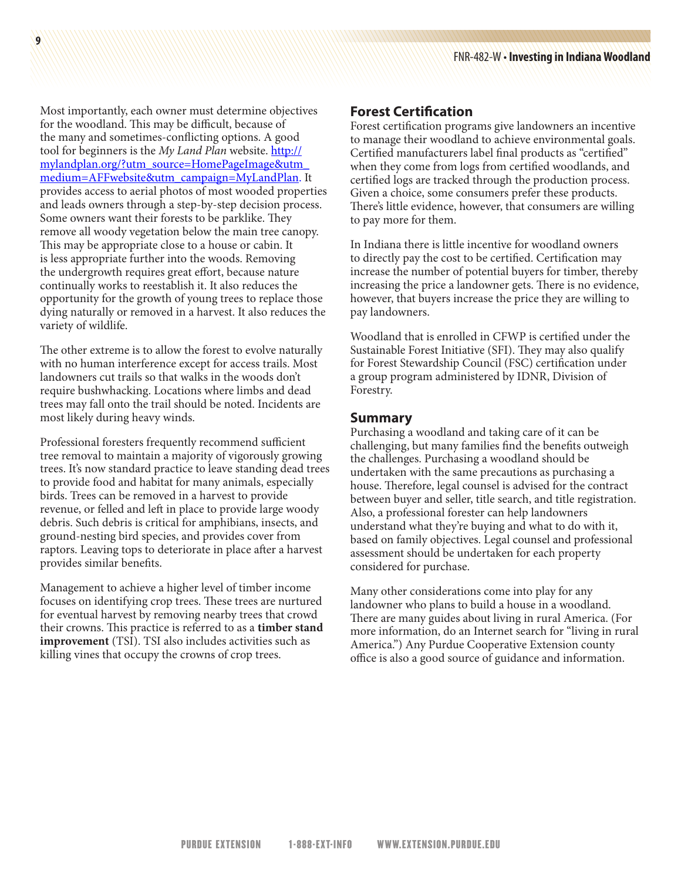Most importantly, each owner must determine objectives for the woodland. This may be difficult, because of the many and sometimes-conflicting options. A good tool for beginners is the *My Land Plan* website. [http://mylandplan.org/?utm_source=HomePageImage&utm_medium=AFFwebsite&utm_campaign=MyLandPlan](http://mylandplan.org/?utm_source=HomePageImage&utm_medium=AFFwebsite&utm_campaign=MyLandPlan). It provides access to aerial photos of most wooded properties and leads owners through a step-by-step decision process. Some owners want their forests to be parklike. They remove all woody vegetation below the main tree canopy. This may be appropriate close to a house or cabin. It is less appropriate further into the woods. Removing the undergrowth requires great effort, because nature continually works to reestablish it. It also reduces the opportunity for the growth of young trees to replace those dying naturally or removed in a harvest. It also reduces the variety of wildlife.

The other extreme is to allow the forest to evolve naturally with no human interference except for access trails. Most landowners cut trails so that walks in the woods don't require bushwhacking. Locations where limbs and dead trees may fall onto the trail should be noted. Incidents are most likely during heavy winds.

Professional foresters frequently recommend sufficient tree removal to maintain a majority of vigorously growing trees. It's now standard practice to leave standing dead trees to provide food and habitat for many animals, especially birds. Trees can be removed in a harvest to provide revenue, or felled and left in place to provide large woody debris. Such debris is critical for amphibians, insects, and ground-nesting bird species, and provides cover from raptors. Leaving tops to deteriorate in place after a harvest provides similar benefits.

Management to achieve a higher level of timber income focuses on identifying crop trees. These trees are nurtured for eventual harvest by removing nearby trees that crowd their crowns. This practice is referred to as a **timber stand improvement** (TSI). TSI also includes activities such as killing vines that occupy the crowns of crop trees.

## Forest Certification

Forest certification programs give landowners an incentive to manage their woodland to achieve environmental goals. Certified manufacturers label final products as "certified" when they come from logs from certified woodlands, and certified logs are tracked through the production process. Given a choice, some consumers prefer these products. There's little evidence, however, that consumers are willing to pay more for them.

In Indiana there is little incentive for woodland owners to directly pay the cost to be certified. Certification may increase the number of potential buyers for timber, thereby increasing the price a landowner gets. There is no evidence, however, that buyers increase the price they are willing to pay landowners.

Woodland that is enrolled in CFWP is certified under the Sustainable Forest Initiative (SFI). They may also qualify for Forest Stewardship Council (FSC) certification under a group program administered by IDNR, Division of Forestry.

## Summary

Purchasing a woodland and taking care of it can be challenging, but many families find the benefits outweigh the challenges. Purchasing a woodland should be undertaken with the same precautions as purchasing a house. Therefore, legal counsel is advised for the contract between buyer and seller, title search, and title registration. Also, a professional forester can help landowners understand what they're buying and what to do with it, based on family objectives. Legal counsel and professional assessment should be undertaken for each property considered for purchase.

Many other considerations come into play for any landowner who plans to build a house in a woodland. There are many guides about living in rural America. (For more information, do an Internet search for "living in rural America.") Any Purdue Cooperative Extension county office is also a good source of guidance and information.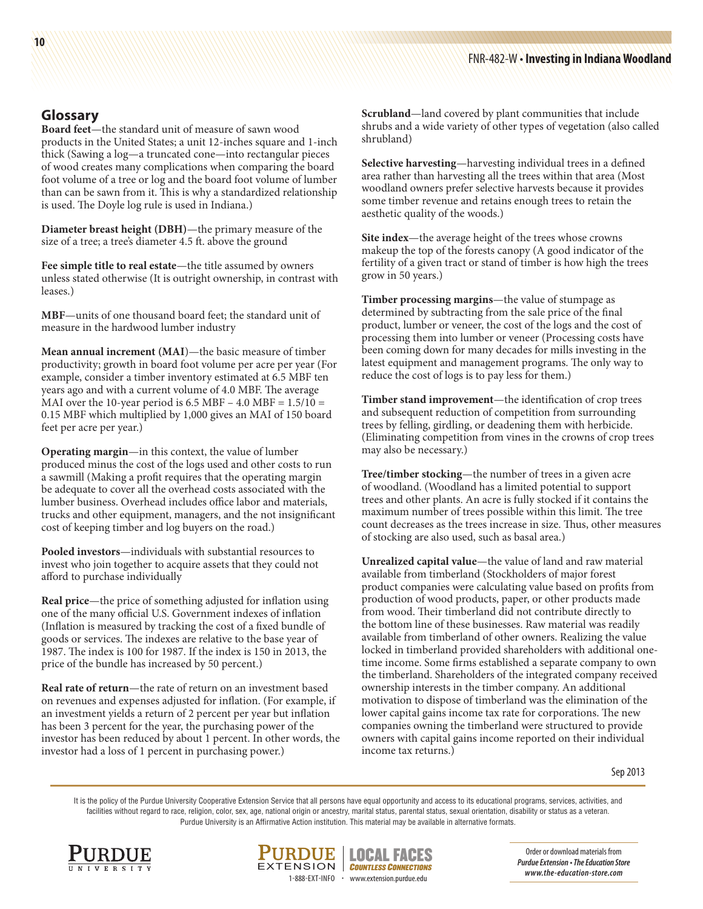## Glossary

**Board feet**—the standard unit of measure of sawn wood products in the United States; a unit 12-inches square and 1-inch thick (Sawing a log—a truncated cone—into rectangular pieces of wood creates many complications when comparing the board foot volume of a tree or log and the board foot volume of lumber than can be sawn from it. This is why a standardized relationship is used. The Doyle log rule is used in Indiana.)

**Diameter breast height (DBH)**—the primary measure of the size of a tree; a tree's diameter 4.5 ft. above the ground

**Fee simple title to real estate**—the title assumed by owners unless stated otherwise (It is outright ownership, in contrast with leases.)

**MBF**—units of one thousand board feet; the standard unit of measure in the hardwood lumber industry

**Mean annual increment (MAI)**—the basic measure of timber productivity; growth in board foot volume per acre per year (For example, consider a timber inventory estimated at 6.5 MBF ten years ago and with a current volume of 4.0 MBF. The average MAI over the 10-year period is 6.5 MBF – 4.0 MBF = 1.5/10 = 0.15 MBF which multiplied by 1,000 gives an MAI of 150 board feet per acre per year.)

**Operating margin**—in this context, the value of lumber produced minus the cost of the logs used and other costs to run a sawmill (Making a profit requires that the operating margin be adequate to cover all the overhead costs associated with the lumber business. Overhead includes office labor and materials, trucks and other equipment, managers, and the not insignificant cost of keeping timber and log buyers on the road.)

**Pooled investors**—individuals with substantial resources to invest who join together to acquire assets that they could not afford to purchase individually

**Real price**—the price of something adjusted for inflation using one of the many official U.S. Government indexes of inflation (Inflation is measured by tracking the cost of a fixed bundle of goods or services. The indexes are relative to the base year of 1987. The index is 100 for 1987. If the index is 150 in 2013, the price of the bundle has increased by 50 percent.)

**Real rate of return**—the rate of return on an investment based on revenues and expenses adjusted for inflation. (For example, if an investment yields a return of 2 percent per year but inflation has been 3 percent for the year, the purchasing power of the investor has been reduced by about 1 percent. In other words, the investor had a loss of 1 percent in purchasing power.)

**Scrubland**—land covered by plant communities that include shrubs and a wide variety of other types of vegetation (also called shrubland)

**Selective harvesting**—harvesting individual trees in a defined area rather than harvesting all the trees within that area (Most woodland owners prefer selective harvests because it provides some timber revenue and retains enough trees to retain the aesthetic quality of the woods.)

**Site index**—the average height of the trees whose crowns makeup the top of the forests canopy (A good indicator of the fertility of a given tract or stand of timber is how high the trees grow in 50 years.)

**Timber processing margins**—the value of stumpage as determined by subtracting from the sale price of the final product, lumber or veneer, the cost of the logs and the cost of processing them into lumber or veneer (Processing costs have been coming down for many decades for mills investing in the latest equipment and management programs. The only way to reduce the cost of logs is to pay less for them.)

**Timber stand improvement**—the identification of crop trees and subsequent reduction of competition from surrounding trees by felling, girdling, or deadening them with herbicide. (Eliminating competition from vines in the crowns of crop trees may also be necessary.)

**Tree/timber stocking**—the number of trees in a given acre of woodland. (Woodland has a limited potential to support trees and other plants. An acre is fully stocked if it contains the maximum number of trees possible within this limit. The tree count decreases as the trees increase in size. Thus, other measures of stocking are also used, such as basal area.)

**Unrealized capital value**—the value of land and raw material available from timberland (Stockholders of major forest product companies were calculating value based on profits from production of wood products, paper, or other products made from wood. Their timberland did not contribute directly to the bottom line of these businesses. Raw material was readily available from timberland of other owners. Realizing the value locked in timberland provided shareholders with additional one-time income. Some firms established a separate company to own the timberland. Shareholders of the integrated company received ownership interests in the timber company. An additional motivation to dispose of timberland was the elimination of the lower capital gains income tax rate for corporations. The new companies owning the timberland were structured to provide owners with capital gains income reported on their individual income tax returns.)

Sep 2013

It is the policy of the Purdue University Cooperative Extension Service that all persons have equal opportunity and access to its educational programs, services, activities, and facilities without regard to race, religion, color, sex, age, national origin or ancestry, marital status, parental status, sexual orientation, disability or status as a veteran. Purdue University is an Affirmative Action institution. This material may be available in alternative formats.

Purdue University

Purdue Extension | Local Faces *Countless Connections*

1-888-EXT-INFO • www.extension.purdue.edu

Order or download materials from
*Purdue Extension • The Education Store*
*www.the-education-store.com*